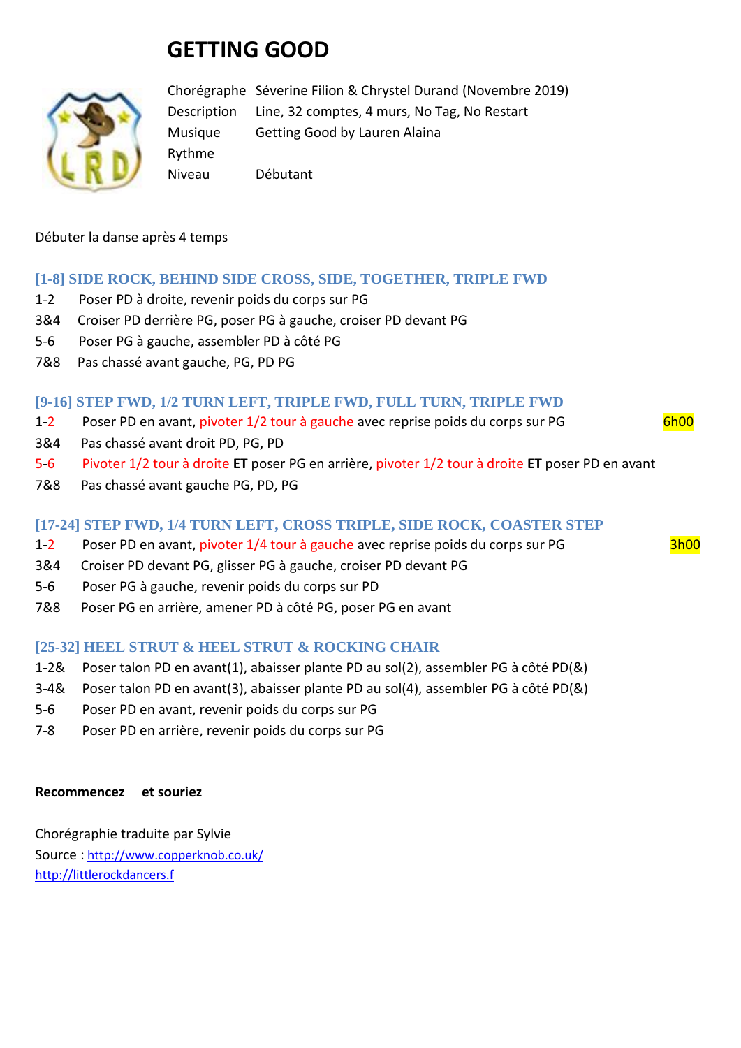# GETTING GOOD

| | |
|---|---|
| Chorégraphe | Séverine Filion & Chrystel Durand (Novembre 2019) |
| Description | Line, 32 comptes, 4 murs, No Tag, No Restart |
| Musique | Getting Good by Lauren Alaina |
| Rythme | |
| Niveau | Débutant |

Débuter la danse après 4 temps

### [1-8] SIDE ROCK, BEHIND SIDE CROSS, SIDE, TOGETHER, TRIPLE FWD

1-2 Poser PD à droite, revenir poids du corps sur PG
3&4 Croiser PD derrière PG, poser PG à gauche, croiser PD devant PG
5-6 Poser PG à gauche, assembler PD à côté PG
7&8 Pas chassé avant gauche, PG, PD PG

### [9-16] STEP FWD, 1/2 TURN LEFT, TRIPLE FWD, FULL TURN, TRIPLE FWD

1-2 Poser PD en avant, pivoter 1/2 tour à gauche avec reprise poids du corps sur PG — 6h00
3&4 Pas chassé avant droit PD, PG, PD
5-6 Pivoter 1/2 tour à droite **ET** poser PG en arrière, pivoter 1/2 tour à droite **ET** poser PD en avant
7&8 Pas chassé avant gauche PG, PD, PG

### [17-24] STEP FWD, 1/4 TURN LEFT, CROSS TRIPLE, SIDE ROCK, COASTER STEP

1-2 Poser PD en avant, pivoter 1/4 tour à gauche avec reprise poids du corps sur PG — 3h00
3&4 Croiser PD devant PG, glisser PG à gauche, croiser PD devant PG
5-6 Poser PG à gauche, revenir poids du corps sur PD
7&8 Poser PG en arrière, amener PD à côté PG, poser PG en avant

### [25-32] HEEL STRUT & HEEL STRUT & ROCKING CHAIR

1-2& Poser talon PD en avant(1), abaisser plante PD au sol(2), assembler PG à côté PD(&)
3-4& Poser talon PD en avant(3), abaisser plante PD au sol(4), assembler PG à côté PD(&)
5-6 Poser PD en avant, revenir poids du corps sur PG
7-8 Poser PD en arrière, revenir poids du corps sur PG

**Recommencez et souriez**

Chorégraphie traduite par Sylvie
Source : http://www.copperknob.co.uk/
http://littlerockdancers.f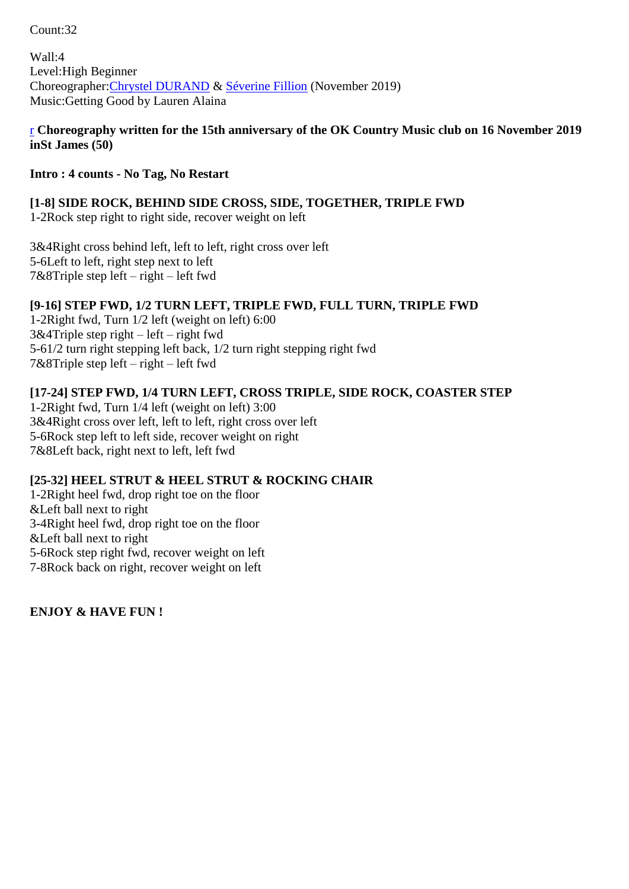Count:32

Wall:4
Level:High Beginner
Choreographer:Chrystel DURAND & Séverine Fillion (November 2019)
Music:Getting Good by Lauren Alaina

r **Choreography written for the 15th anniversary of the OK Country Music club on 16 November 2019 inSt James (50)**

**Intro : 4 counts - No Tag, No Restart**

**[1-8] SIDE ROCK, BEHIND SIDE CROSS, SIDE, TOGETHER, TRIPLE FWD**
1-2Rock step right to right side, recover weight on left

3&4Right cross behind left, left to left, right cross over left
5-6Left to left, right step next to left
7&8Triple step left – right – left fwd

**[9-16] STEP FWD, 1/2 TURN LEFT, TRIPLE FWD, FULL TURN, TRIPLE FWD**
1-2Right fwd, Turn 1/2 left (weight on left) 6:00
3&4Triple step right – left – right fwd
5-61/2 turn right stepping left back, 1/2 turn right stepping right fwd
7&8Triple step left – right – left fwd

**[17-24] STEP FWD, 1/4 TURN LEFT, CROSS TRIPLE, SIDE ROCK, COASTER STEP**
1-2Right fwd, Turn 1/4 left (weight on left) 3:00
3&4Right cross over left, left to left, right cross over left
5-6Rock step left to left side, recover weight on right
7&8Left back, right next to left, left fwd

**[25-32] HEEL STRUT & HEEL STRUT & ROCKING CHAIR**
1-2Right heel fwd, drop right toe on the floor
&Left ball next to right
3-4Right heel fwd, drop right toe on the floor
&Left ball next to right
5-6Rock step right fwd, recover weight on left
7-8Rock back on right, recover weight on left

**ENJOY & HAVE FUN !**